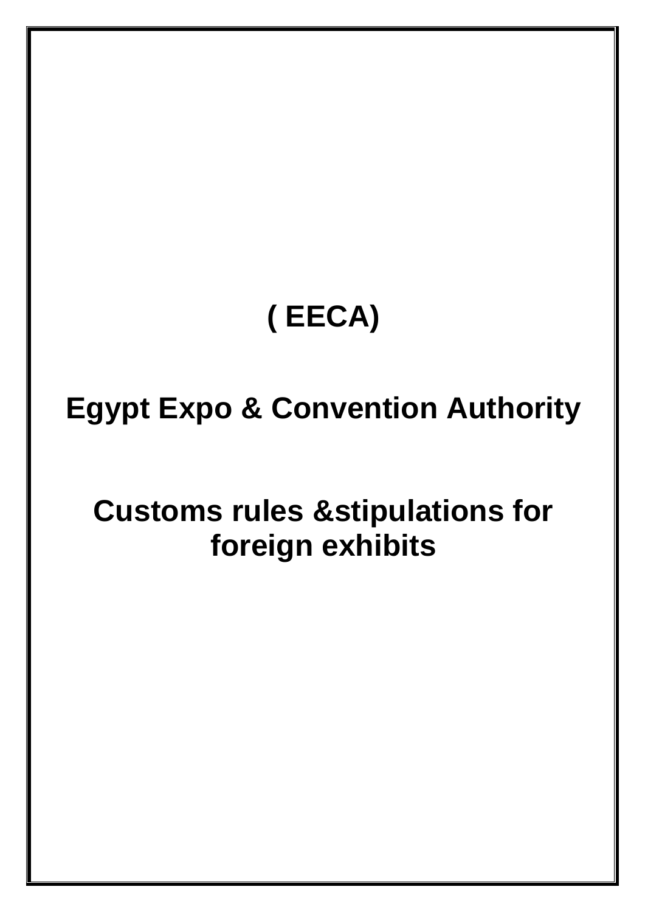# ( EECA)

# Egypt Expo & Convention Authority

# Customs rules &stipulations for foreign exhibits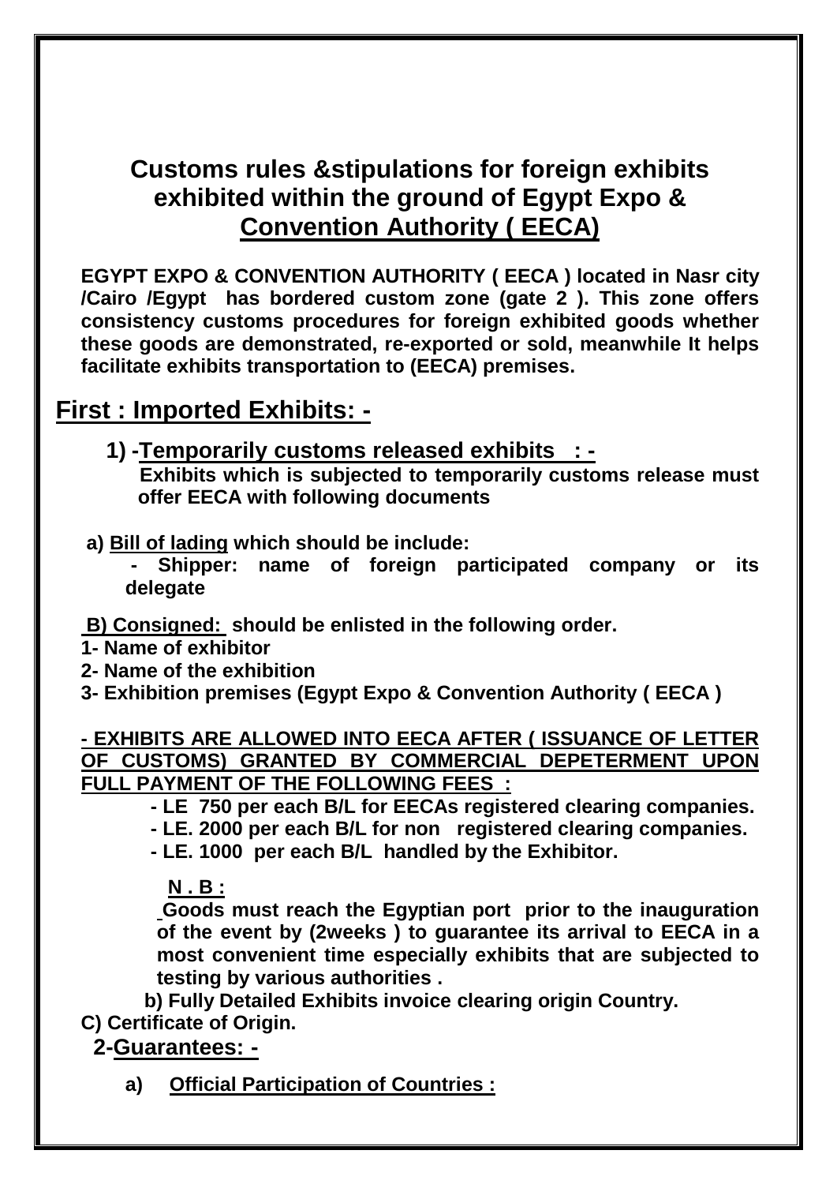## Customs rules &stipulations for foreign exhibits exhibited within the ground of Egypt Expo & Convention Authority ( EECA)

**EGYPT EXPO & CONVENTION AUTHORITY ( EECA ) located in Nasr city /Cairo /Egypt has bordered custom zone (gate 2 ). This zone offers consistency customs procedures for foreign exhibited goods whether these goods are demonstrated, re-exported or sold, meanwhile It helps facilitate exhibits transportation to (EECA) premises.**

# First : Imported Exhibits: -

### 1) -Temporarily customs released exhibits : -

**Exhibits which is subjected to temporarily customs release must offer EECA with following documents**

**a) Bill of lading which should be include:**

**- Shipper: name of foreign participated company or its delegate**

**B) Consigned: should be enlisted in the following order.**

**1- Name of exhibitor**

**2- Name of the exhibition**

**3- Exhibition premises (Egypt Expo & Convention Authority ( EECA )**

**- EXHIBITS ARE ALLOWED INTO EECA AFTER ( ISSUANCE OF LETTER OF CUSTOMS) GRANTED BY COMMERCIAL DEPETERMENT UPON FULL PAYMENT OF THE FOLLOWING FEES :**

- **LE 750 per each B/L for EECAs registered clearing companies.**
- **LE. 2000 per each B/L for non registered clearing companies.**
- **LE. 1000 per each B/L handled by the Exhibitor.**

**N . B :**

**Goods must reach the Egyptian port prior to the inauguration of the event by (2weeks ) to guarantee its arrival to EECA in a most convenient time especially exhibits that are subjected to testing by various authorities .**

**b) Fully Detailed Exhibits invoice clearing origin Country.**

**C) Certificate of Origin.**

### 2-Guarantees: -

**a) Official Participation of Countries :**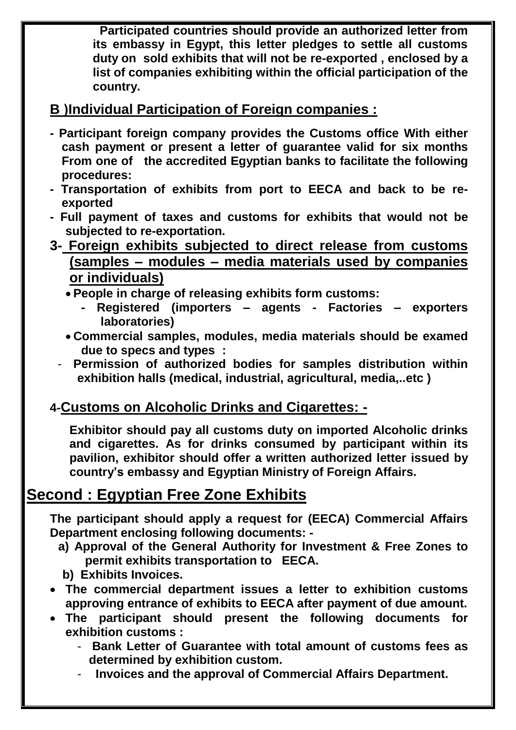**Participated countries should provide an authorized letter from its embassy in Egypt, this letter pledges to settle all customs duty on sold exhibits that will not be re-exported , enclosed by a list of companies exhibiting within the official participation of the country.**

## B )Individual Participation of Foreign companies :

- **Participant foreign company provides the Customs office With either cash payment or present a letter of guarantee valid for six months From one of the accredited Egyptian banks to facilitate the following procedures:**
- **Transportation of exhibits from port to EECA and back to be re-exported**
- **Full payment of taxes and customs for exhibits that would not be subjected to re-exportation.**

## 3- Foreign exhibits subjected to direct release from customs (samples – modules – media materials used by companies or individuals)

- **People in charge of releasing exhibits form customs:**
  - **Registered (importers – agents - Factories – exporters laboratories)**
- **Commercial samples, modules, media materials should be examed due to specs and types :**
  - **Permission of authorized bodies for samples distribution within exhibition halls (medical, industrial, agricultural, media,..etc )**

## 4-Customs on Alcoholic Drinks and Cigarettes: -

**Exhibitor should pay all customs duty on imported Alcoholic drinks and cigarettes. As for drinks consumed by participant within its pavilion, exhibitor should offer a written authorized letter issued by country's embassy and Egyptian Ministry of Foreign Affairs.**

# Second : Egyptian Free Zone Exhibits

**The participant should apply a request for (EECA) Commercial Affairs Department enclosing following documents: -**

**a) Approval of the General Authority for Investment & Free Zones to permit exhibits transportation to EECA.**

**b) Exhibits Invoices.**

- **The commercial department issues a letter to exhibition customs approving entrance of exhibits to EECA after payment of due amount.**
- **The participant should present the following documents for exhibition customs :**
  - **Bank Letter of Guarantee with total amount of customs fees as determined by exhibition custom.**
  - **Invoices and the approval of Commercial Affairs Department.**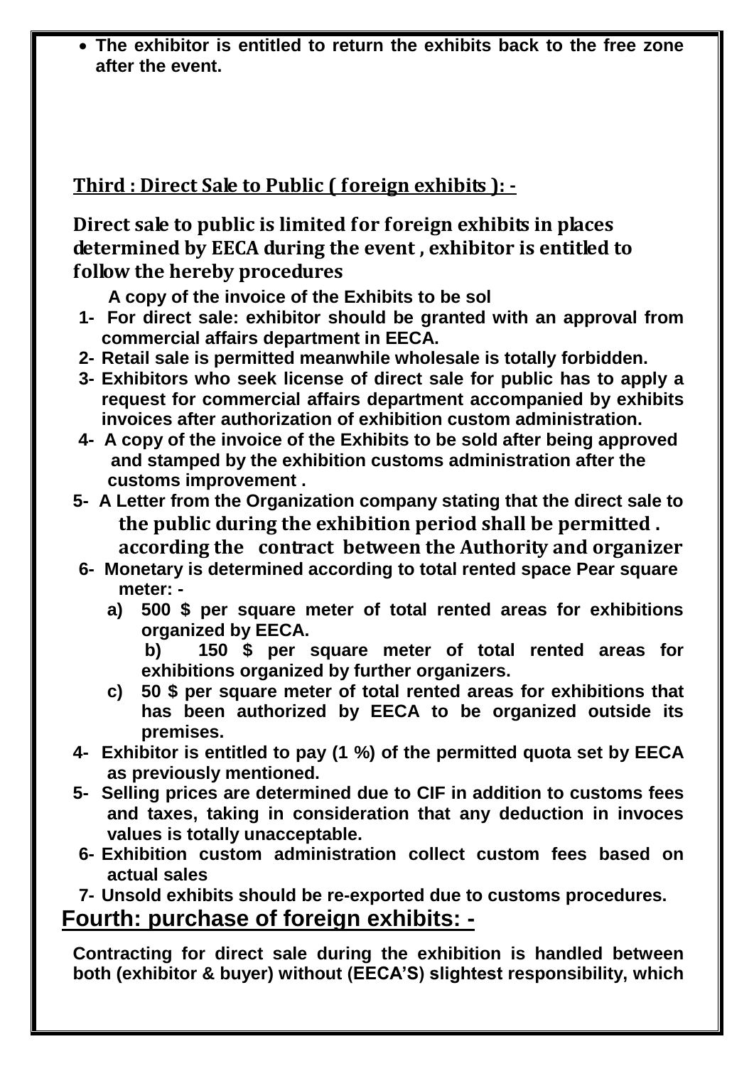- **The exhibitor is entitled to return the exhibits back to the free zone after the event.**

## Third : Direct Sale to Public ( foreign exhibits ): -

**Direct sale to public is limited for foreign exhibits in places determined by EECA during the event , exhibitor is entitled to follow the hereby procedures**

**A copy of the invoice of the Exhibits to be sol**

1- **For direct sale: exhibitor should be granted with an approval from commercial affairs department in EECA.**
2- **Retail sale is permitted meanwhile wholesale is totally forbidden.**
3- **Exhibitors who seek license of direct sale for public has to apply a request for commercial affairs department accompanied by exhibits invoices after authorization of exhibition custom administration.**
4- **A copy of the invoice of the Exhibits to be sold after being approved and stamped by the exhibition customs administration after the customs improvement .**
5- **A Letter from the Organization company stating that the direct sale to the public during the exhibition period shall be permitted . according the contract between the Authority and organizer**
6- **Monetary is determined according to total rented space Pear square meter: -**
   a) **500 $ per square meter of total rented areas for exhibitions organized by EECA.**
   b) **150 $ per square meter of total rented areas for exhibitions organized by further organizers.**
   c) **50 $ per square meter of total rented areas for exhibitions that has been authorized by EECA to be organized outside its premises.**

4- **Exhibitor is entitled to pay (1 %) of the permitted quota set by EECA as previously mentioned.**
5- **Selling prices are determined due to CIF in addition to customs fees and taxes, taking in consideration that any deduction in invoces values is totally unacceptable.**
6- **Exhibition custom administration collect custom fees based on actual sales**
7- **Unsold exhibits should be re-exported due to customs procedures.**

## Fourth: purchase of foreign exhibits: -

**Contracting for direct sale during the exhibition is handled between both (exhibitor & buyer) without (EECA'S) slightest responsibility, which**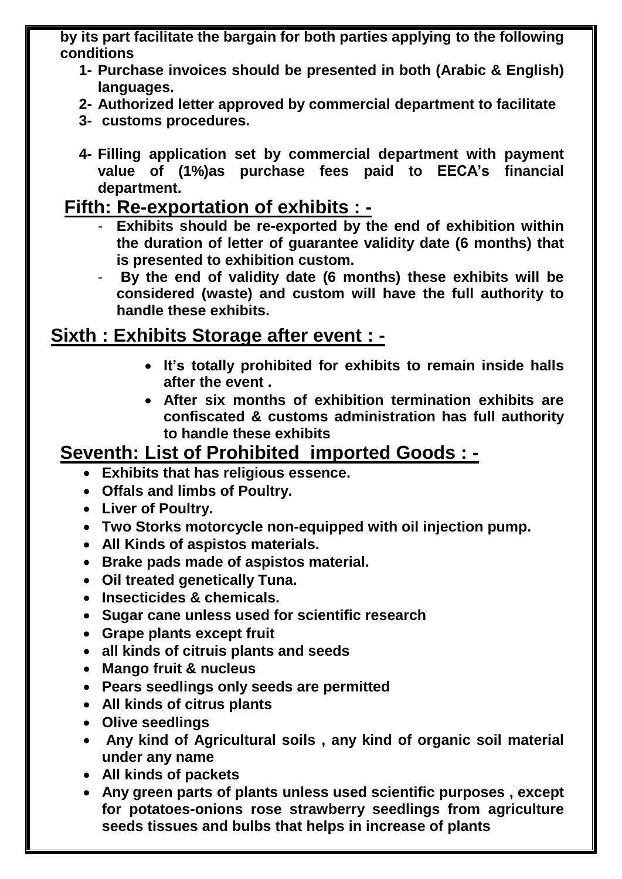**by its part facilitate the bargain for both parties applying to the following conditions**

1. **Purchase invoices should be presented in both (Arabic & English) languages.**
2. **Authorized letter approved by commercial department to facilitate**
3. **customs procedures.**
4. **Filling application set by commercial department with payment value of (1%)as purchase fees paid to EECA's financial department.**

## Fifth: Re-exportation of exhibits : -

- **Exhibits should be re-exported by the end of exhibition within the duration of letter of guarantee validity date (6 months) that is presented to exhibition custom.**
- **By the end of validity date (6 months) these exhibits will be considered (waste) and custom will have the full authority to handle these exhibits.**

## Sixth : Exhibits Storage after event : -

- **It's totally prohibited for exhibits to remain inside halls after the event .**
- **After six months of exhibition termination exhibits are confiscated & customs administration has full authority to handle these exhibits**

## Seventh: List of Prohibited imported Goods : -

- **Exhibits that has religious essence.**
- **Offals and limbs of Poultry.**
- **Liver of Poultry.**
- **Two Storks motorcycle non-equipped with oil injection pump.**
- **All Kinds of aspistos materials.**
- **Brake pads made of aspistos material.**
- **Oil treated genetically Tuna.**
- **Insecticides & chemicals.**
- **Sugar cane unless used for scientific research**
- **Grape plants except fruit**
- **all kinds of citruis plants and seeds**
- **Mango fruit & nucleus**
- **Pears seedlings only seeds are permitted**
- **All kinds of citrus plants**
- **Olive seedlings**
- **Any kind of Agricultural soils , any kind of organic soil material under any name**
- **All kinds of packets**
- **Any green parts of plants unless used scientific purposes , except for potatoes-onions rose strawberry seedlings from agriculture seeds tissues and bulbs that helps in increase of plants**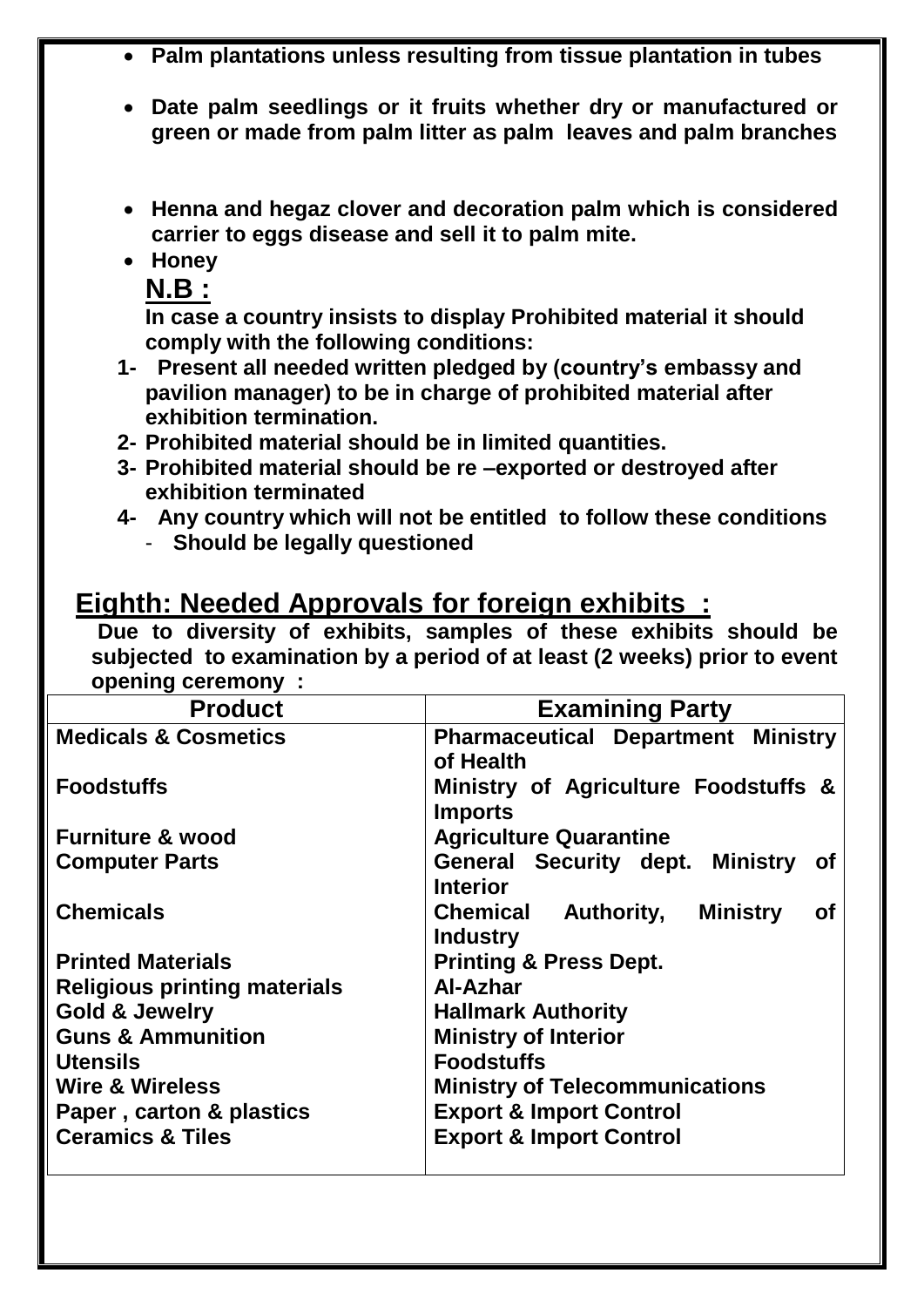- **Palm plantations unless resulting from tissue plantation in tubes**
- **Date palm seedlings or it fruits whether dry or manufactured or green or made from palm litter as palm leaves and palm branches**
- **Henna and hegaz clover and decoration palm which is considered carrier to eggs disease and sell it to palm mite.**
- **Honey**

**N.B :**

**In case a country insists to display Prohibited material it should comply with the following conditions:**

1. **Present all needed written pledged by (country's embassy and pavilion manager) to be in charge of prohibited material after exhibition termination.**
2. **Prohibited material should be in limited quantities.**
3. **Prohibited material should be re –exported or destroyed after exhibition terminated**
4. **Any country which will not be entitled to follow these conditions**
   - **Should be legally questioned**

## Eighth: Needed Approvals for foreign exhibits :

**Due to diversity of exhibits, samples of these exhibits should be subjected to examination by a period of at least (2 weeks) prior to event opening ceremony :**

| Product | Examining Party |
|---|---|
| **Medicals & Cosmetics** | **Pharmaceutical Department Ministry of Health** |
| **Foodstuffs** | **Ministry of Agriculture Foodstuffs & Imports** |
| **Furniture & wood** | **Agriculture Quarantine** |
| **Computer Parts** | **General Security dept. Ministry of Interior** |
| **Chemicals** | **Chemical Authority, Ministry of Industry** |
| **Printed Materials** | **Printing & Press Dept.** |
| **Religious printing materials** | **Al-Azhar** |
| **Gold & Jewelry** | **Hallmark Authority** |
| **Guns & Ammunition** | **Ministry of Interior** |
| **Utensils** | **Foodstuffs** |
| **Wire & Wireless** | **Ministry of Telecommunications** |
| **Paper , carton & plastics** | **Export & Import Control** |
| **Ceramics & Tiles** | **Export & Import Control** |